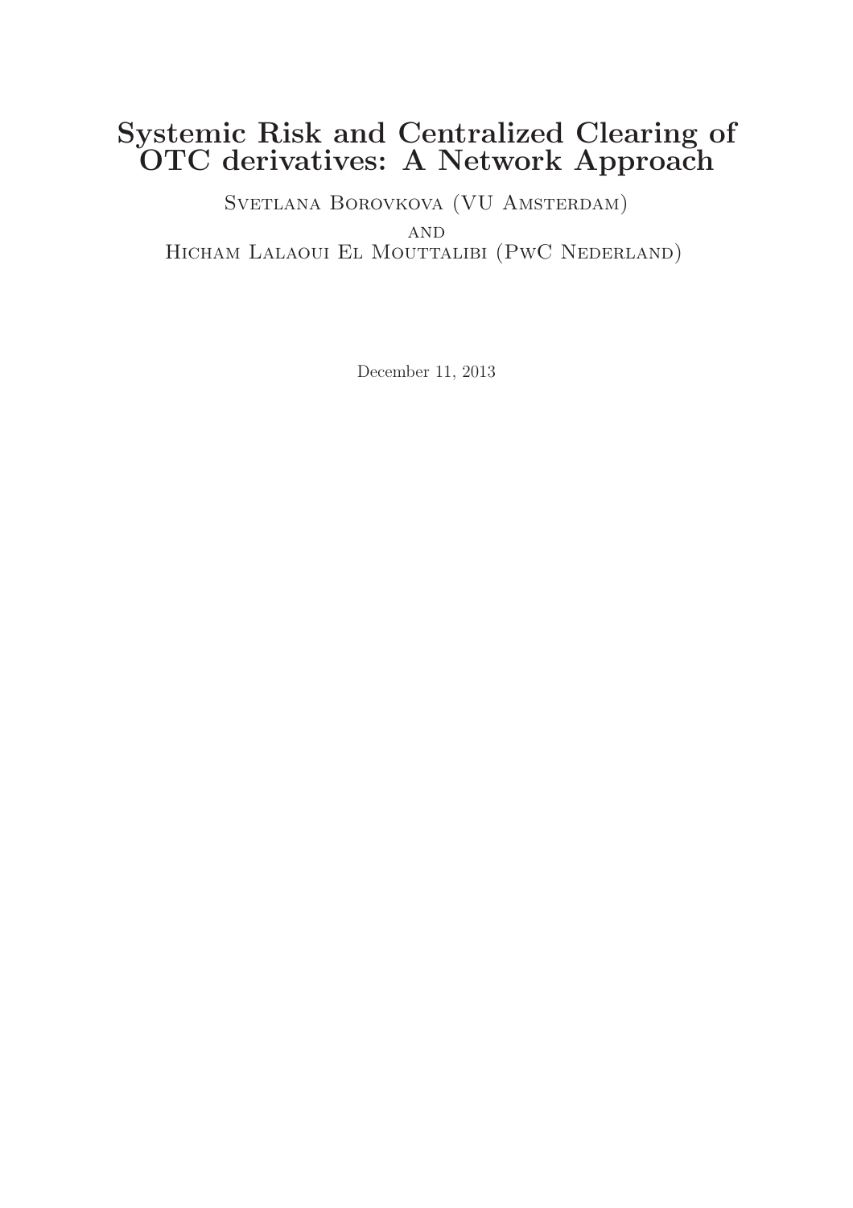# Systemic Risk and Centralized Clearing of OTC derivatives: A Network Approach

Svetlana Borovkova (VU Amsterdam)

and

Hicham Lalaoui El Mouttalibi (PwC Nederland)

December 11, 2013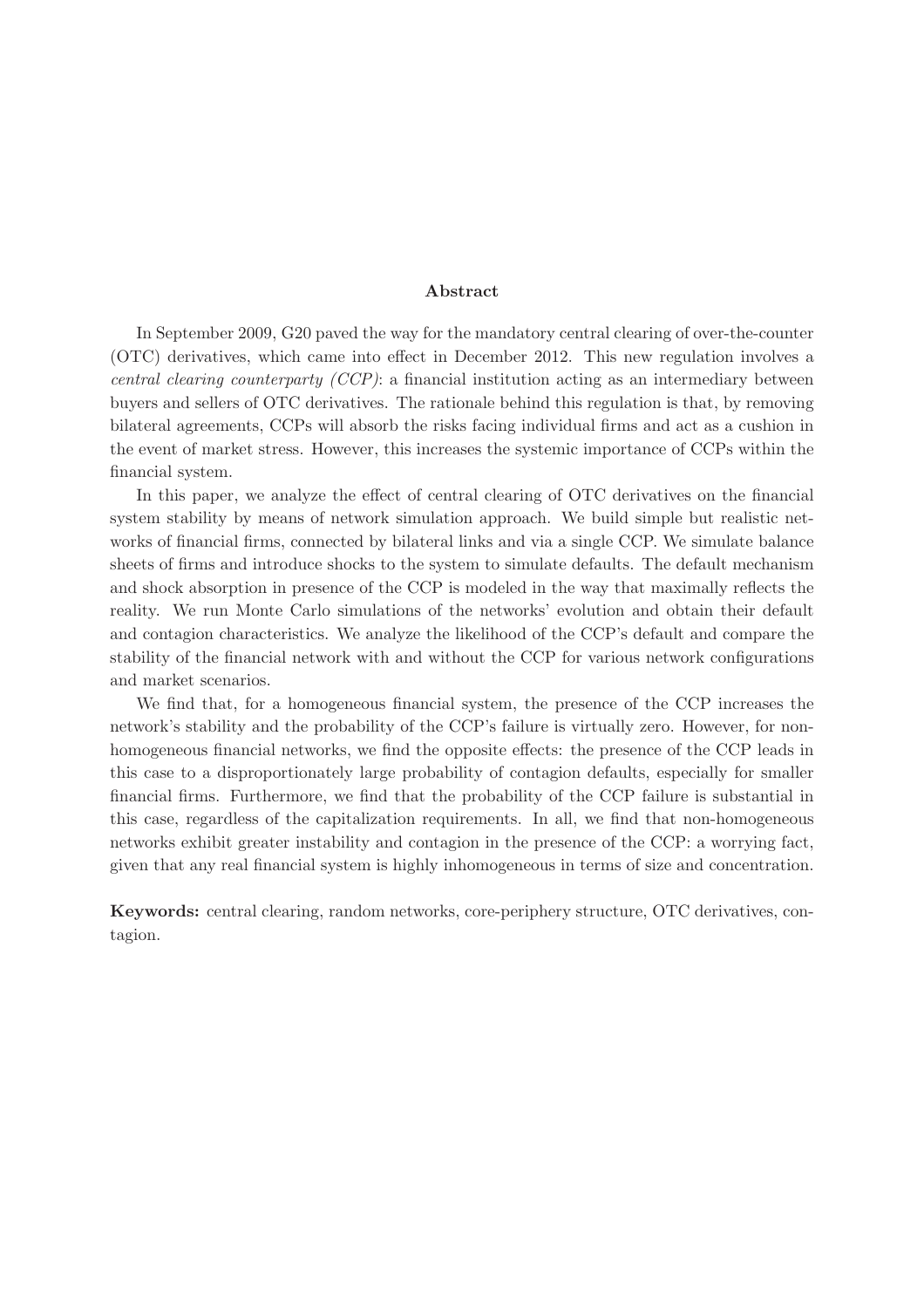## Abstract

In September 2009, G20 paved the way for the mandatory central clearing of over-the-counter (OTC) derivatives, which came into effect in December 2012. This new regulation involves a *central clearing counterparty (CCP)*: a financial institution acting as an intermediary between buyers and sellers of OTC derivatives. The rationale behind this regulation is that, by removing bilateral agreements, CCPs will absorb the risks facing individual firms and act as a cushion in the event of market stress. However, this increases the systemic importance of CCPs within the financial system.

In this paper, we analyze the effect of central clearing of OTC derivatives on the financial system stability by means of network simulation approach. We build simple but realistic networks of financial firms, connected by bilateral links and via a single CCP. We simulate balance sheets of firms and introduce shocks to the system to simulate defaults. The default mechanism and shock absorption in presence of the CCP is modeled in the way that maximally reflects the reality. We run Monte Carlo simulations of the networks' evolution and obtain their default and contagion characteristics. We analyze the likelihood of the CCP's default and compare the stability of the financial network with and without the CCP for various network configurations and market scenarios.

We find that, for a homogeneous financial system, the presence of the CCP increases the network's stability and the probability of the CCP's failure is virtually zero. However, for non-homogeneous financial networks, we find the opposite effects: the presence of the CCP leads in this case to a disproportionately large probability of contagion defaults, especially for smaller financial firms. Furthermore, we find that the probability of the CCP failure is substantial in this case, regardless of the capitalization requirements. In all, we find that non-homogeneous networks exhibit greater instability and contagion in the presence of the CCP: a worrying fact, given that any real financial system is highly inhomogeneous in terms of size and concentration.

**Keywords:** central clearing, random networks, core-periphery structure, OTC derivatives, contagion.